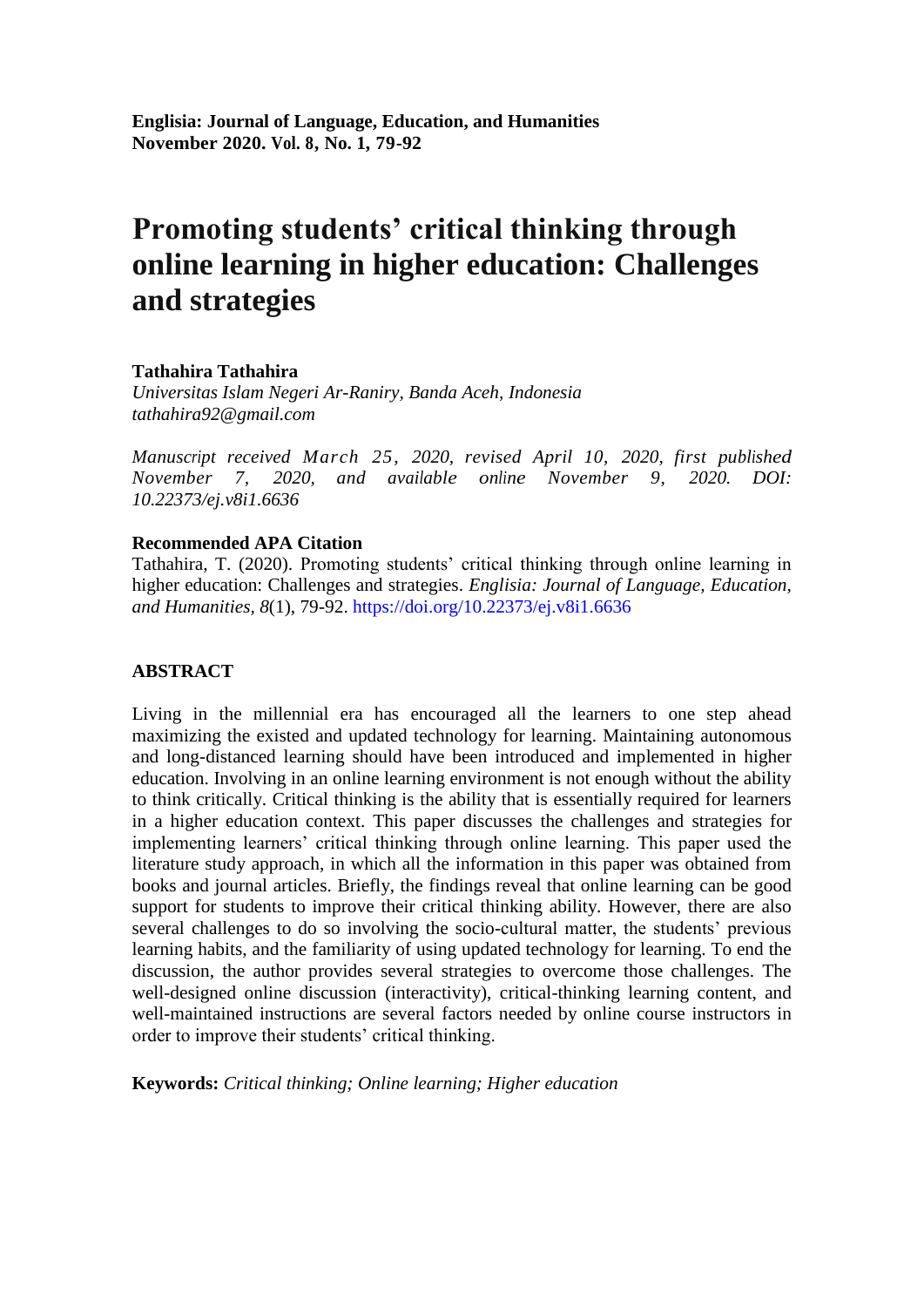**Englisia: Journal of Language, Education, and Humanities**
**November 2020. Vol. 8, No. 1, 79-92**

# Promoting students' critical thinking through online learning in higher education: Challenges and strategies

**Tathahira Tathahira**
*Universitas Islam Negeri Ar-Raniry, Banda Aceh, Indonesia*
*tathahira92@gmail.com*

*Manuscript received March 25, 2020, revised April 10, 2020, first published November 7, 2020, and available online November 9, 2020. DOI: 10.22373/ej.v8i1.6636*

**Recommended APA Citation**
Tathahira, T. (2020). Promoting students' critical thinking through online learning in higher education: Challenges and strategies. *Englisia: Journal of Language, Education, and Humanities*, *8*(1), 79-92. https://doi.org/10.22373/ej.v8i1.6636

## ABSTRACT

Living in the millennial era has encouraged all the learners to one step ahead maximizing the existed and updated technology for learning. Maintaining autonomous and long-distanced learning should have been introduced and implemented in higher education. Involving in an online learning environment is not enough without the ability to think critically. Critical thinking is the ability that is essentially required for learners in a higher education context. This paper discusses the challenges and strategies for implementing learners' critical thinking through online learning. This paper used the literature study approach, in which all the information in this paper was obtained from books and journal articles. Briefly, the findings reveal that online learning can be good support for students to improve their critical thinking ability. However, there are also several challenges to do so involving the socio-cultural matter, the students' previous learning habits, and the familiarity of using updated technology for learning. To end the discussion, the author provides several strategies to overcome those challenges. The well-designed online discussion (interactivity), critical-thinking learning content, and well-maintained instructions are several factors needed by online course instructors in order to improve their students' critical thinking.

**Keywords:** *Critical thinking; Online learning; Higher education*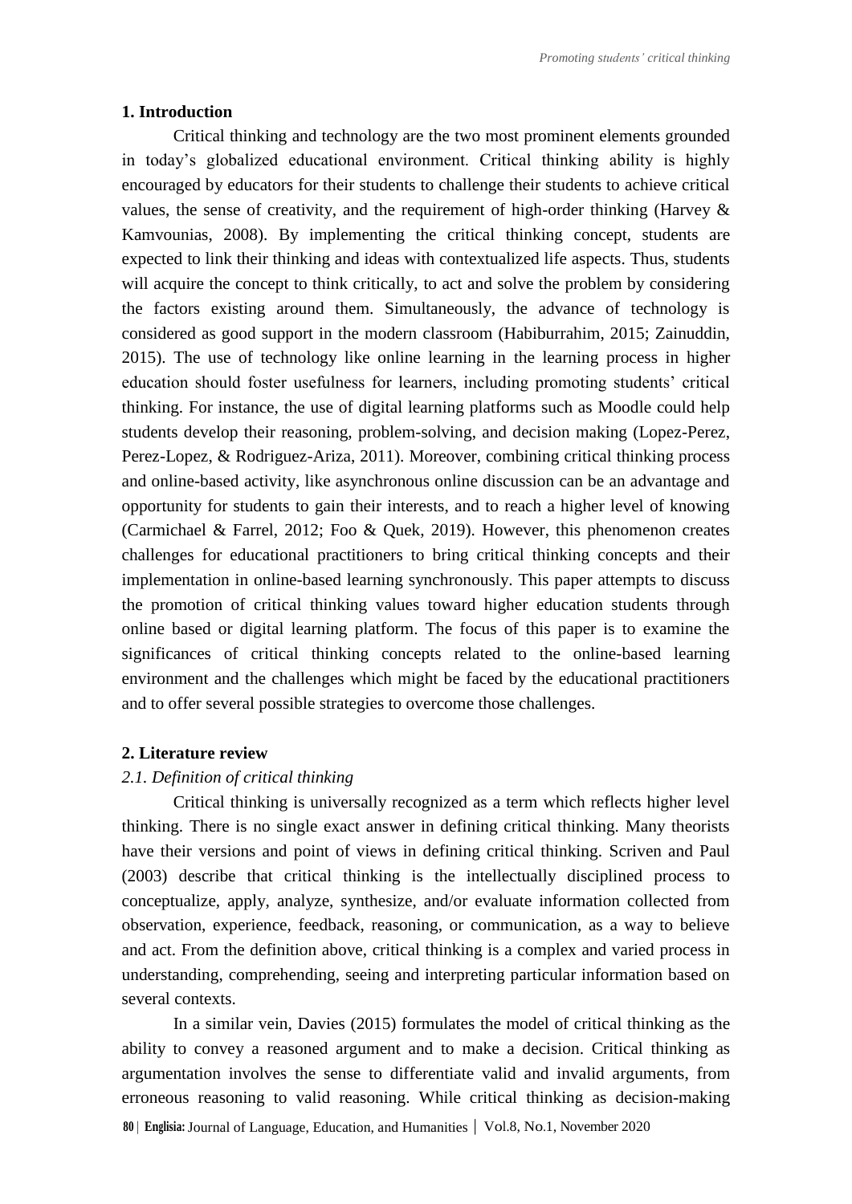## 1. Introduction

Critical thinking and technology are the two most prominent elements grounded in today's globalized educational environment. Critical thinking ability is highly encouraged by educators for their students to challenge their students to achieve critical values, the sense of creativity, and the requirement of high-order thinking (Harvey & Kamvounias, 2008). By implementing the critical thinking concept, students are expected to link their thinking and ideas with contextualized life aspects. Thus, students will acquire the concept to think critically, to act and solve the problem by considering the factors existing around them. Simultaneously, the advance of technology is considered as good support in the modern classroom (Habiburrahim, 2015; Zainuddin, 2015). The use of technology like online learning in the learning process in higher education should foster usefulness for learners, including promoting students' critical thinking. For instance, the use of digital learning platforms such as Moodle could help students develop their reasoning, problem-solving, and decision making (Lopez-Perez, Perez-Lopez, & Rodriguez-Ariza, 2011). Moreover, combining critical thinking process and online-based activity, like asynchronous online discussion can be an advantage and opportunity for students to gain their interests, and to reach a higher level of knowing (Carmichael & Farrel, 2012; Foo & Quek, 2019). However, this phenomenon creates challenges for educational practitioners to bring critical thinking concepts and their implementation in online-based learning synchronously. This paper attempts to discuss the promotion of critical thinking values toward higher education students through online based or digital learning platform. The focus of this paper is to examine the significances of critical thinking concepts related to the online-based learning environment and the challenges which might be faced by the educational practitioners and to offer several possible strategies to overcome those challenges.

## 2. Literature review

### *2.1. Definition of critical thinking*

Critical thinking is universally recognized as a term which reflects higher level thinking. There is no single exact answer in defining critical thinking. Many theorists have their versions and point of views in defining critical thinking. Scriven and Paul (2003) describe that critical thinking is the intellectually disciplined process to conceptualize, apply, analyze, synthesize, and/or evaluate information collected from observation, experience, feedback, reasoning, or communication, as a way to believe and act. From the definition above, critical thinking is a complex and varied process in understanding, comprehending, seeing and interpreting particular information based on several contexts.

In a similar vein, Davies (2015) formulates the model of critical thinking as the ability to convey a reasoned argument and to make a decision. Critical thinking as argumentation involves the sense to differentiate valid and invalid arguments, from erroneous reasoning to valid reasoning. While critical thinking as decision-making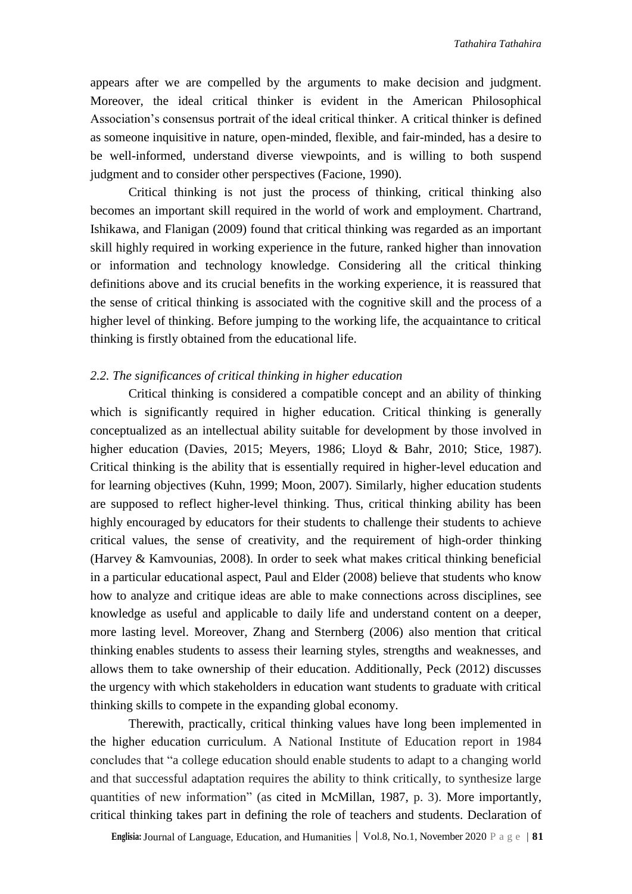appears after we are compelled by the arguments to make decision and judgment. Moreover, the ideal critical thinker is evident in the American Philosophical Association's consensus portrait of the ideal critical thinker. A critical thinker is defined as someone inquisitive in nature, open-minded, flexible, and fair-minded, has a desire to be well-informed, understand diverse viewpoints, and is willing to both suspend judgment and to consider other perspectives (Facione, 1990).

Critical thinking is not just the process of thinking, critical thinking also becomes an important skill required in the world of work and employment. Chartrand, Ishikawa, and Flanigan (2009) found that critical thinking was regarded as an important skill highly required in working experience in the future, ranked higher than innovation or information and technology knowledge. Considering all the critical thinking definitions above and its crucial benefits in the working experience, it is reassured that the sense of critical thinking is associated with the cognitive skill and the process of a higher level of thinking. Before jumping to the working life, the acquaintance to critical thinking is firstly obtained from the educational life.

### *2.2. The significances of critical thinking in higher education*

Critical thinking is considered a compatible concept and an ability of thinking which is significantly required in higher education. Critical thinking is generally conceptualized as an intellectual ability suitable for development by those involved in higher education (Davies, 2015; Meyers, 1986; Lloyd & Bahr, 2010; Stice, 1987). Critical thinking is the ability that is essentially required in higher-level education and for learning objectives (Kuhn, 1999; Moon, 2007). Similarly, higher education students are supposed to reflect higher-level thinking. Thus, critical thinking ability has been highly encouraged by educators for their students to challenge their students to achieve critical values, the sense of creativity, and the requirement of high-order thinking (Harvey & Kamvounias, 2008). In order to seek what makes critical thinking beneficial in a particular educational aspect, Paul and Elder (2008) believe that students who know how to analyze and critique ideas are able to make connections across disciplines, see knowledge as useful and applicable to daily life and understand content on a deeper, more lasting level. Moreover, Zhang and Sternberg (2006) also mention that critical thinking enables students to assess their learning styles, strengths and weaknesses, and allows them to take ownership of their education. Additionally, Peck (2012) discusses the urgency with which stakeholders in education want students to graduate with critical thinking skills to compete in the expanding global economy.

Therewith, practically, critical thinking values have long been implemented in the higher education curriculum. A National Institute of Education report in 1984 concludes that "a college education should enable students to adapt to a changing world and that successful adaptation requires the ability to think critically, to synthesize large quantities of new information" (as cited in McMillan, 1987, p. 3). More importantly, critical thinking takes part in defining the role of teachers and students. Declaration of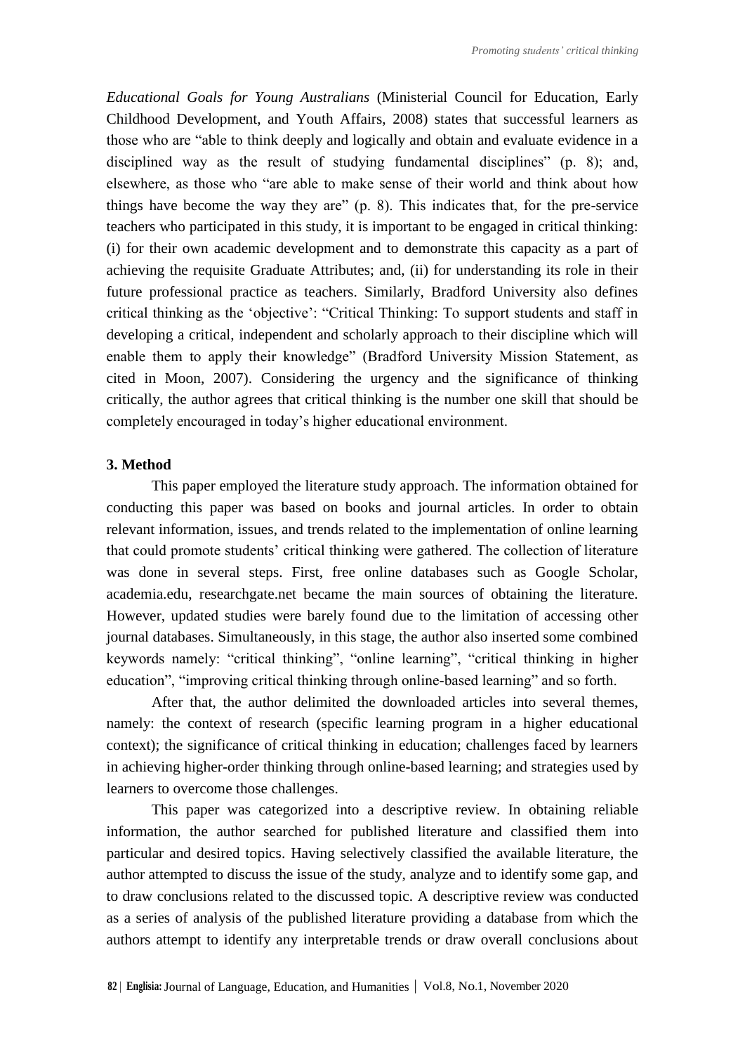*Educational Goals for Young Australians* (Ministerial Council for Education, Early Childhood Development, and Youth Affairs, 2008) states that successful learners as those who are "able to think deeply and logically and obtain and evaluate evidence in a disciplined way as the result of studying fundamental disciplines" (p. 8); and, elsewhere, as those who "are able to make sense of their world and think about how things have become the way they are" (p. 8). This indicates that, for the pre-service teachers who participated in this study, it is important to be engaged in critical thinking: (i) for their own academic development and to demonstrate this capacity as a part of achieving the requisite Graduate Attributes; and, (ii) for understanding its role in their future professional practice as teachers. Similarly, Bradford University also defines critical thinking as the 'objective': "Critical Thinking: To support students and staff in developing a critical, independent and scholarly approach to their discipline which will enable them to apply their knowledge" (Bradford University Mission Statement, as cited in Moon, 2007). Considering the urgency and the significance of thinking critically, the author agrees that critical thinking is the number one skill that should be completely encouraged in today's higher educational environment.

## 3. Method

This paper employed the literature study approach. The information obtained for conducting this paper was based on books and journal articles. In order to obtain relevant information, issues, and trends related to the implementation of online learning that could promote students' critical thinking were gathered. The collection of literature was done in several steps. First, free online databases such as Google Scholar, academia.edu, researchgate.net became the main sources of obtaining the literature. However, updated studies were barely found due to the limitation of accessing other journal databases. Simultaneously, in this stage, the author also inserted some combined keywords namely: "critical thinking", "online learning", "critical thinking in higher education", "improving critical thinking through online-based learning" and so forth.

After that, the author delimited the downloaded articles into several themes, namely: the context of research (specific learning program in a higher educational context); the significance of critical thinking in education; challenges faced by learners in achieving higher-order thinking through online-based learning; and strategies used by learners to overcome those challenges.

This paper was categorized into a descriptive review. In obtaining reliable information, the author searched for published literature and classified them into particular and desired topics. Having selectively classified the available literature, the author attempted to discuss the issue of the study, analyze and to identify some gap, and to draw conclusions related to the discussed topic. A descriptive review was conducted as a series of analysis of the published literature providing a database from which the authors attempt to identify any interpretable trends or draw overall conclusions about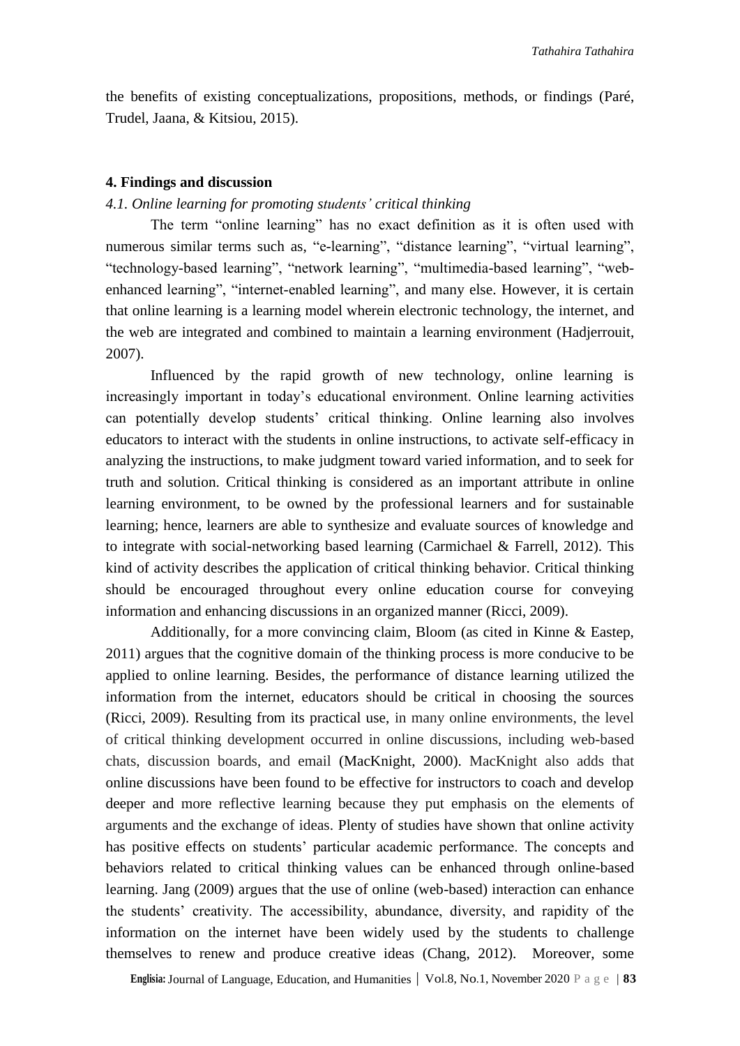the benefits of existing conceptualizations, propositions, methods, or findings (Paré, Trudel, Jaana, & Kitsiou, 2015).

## 4. Findings and discussion

### *4.1. Online learning for promoting students' critical thinking*

The term "online learning" has no exact definition as it is often used with numerous similar terms such as, "e-learning", "distance learning", "virtual learning", "technology-based learning", "network learning", "multimedia-based learning", "web-enhanced learning", "internet-enabled learning", and many else. However, it is certain that online learning is a learning model wherein electronic technology, the internet, and the web are integrated and combined to maintain a learning environment (Hadjerrouit, 2007).

Influenced by the rapid growth of new technology, online learning is increasingly important in today's educational environment. Online learning activities can potentially develop students' critical thinking. Online learning also involves educators to interact with the students in online instructions, to activate self-efficacy in analyzing the instructions, to make judgment toward varied information, and to seek for truth and solution. Critical thinking is considered as an important attribute in online learning environment, to be owned by the professional learners and for sustainable learning; hence, learners are able to synthesize and evaluate sources of knowledge and to integrate with social-networking based learning (Carmichael & Farrell, 2012). This kind of activity describes the application of critical thinking behavior. Critical thinking should be encouraged throughout every online education course for conveying information and enhancing discussions in an organized manner (Ricci, 2009).

Additionally, for a more convincing claim, Bloom (as cited in Kinne & Eastep, 2011) argues that the cognitive domain of the thinking process is more conducive to be applied to online learning. Besides, the performance of distance learning utilized the information from the internet, educators should be critical in choosing the sources (Ricci, 2009). Resulting from its practical use, in many online environments, the level of critical thinking development occurred in online discussions, including web-based chats, discussion boards, and email (MacKnight, 2000). MacKnight also adds that online discussions have been found to be effective for instructors to coach and develop deeper and more reflective learning because they put emphasis on the elements of arguments and the exchange of ideas. Plenty of studies have shown that online activity has positive effects on students' particular academic performance. The concepts and behaviors related to critical thinking values can be enhanced through online-based learning. Jang (2009) argues that the use of online (web-based) interaction can enhance the students' creativity. The accessibility, abundance, diversity, and rapidity of the information on the internet have been widely used by the students to challenge themselves to renew and produce creative ideas (Chang, 2012). Moreover, some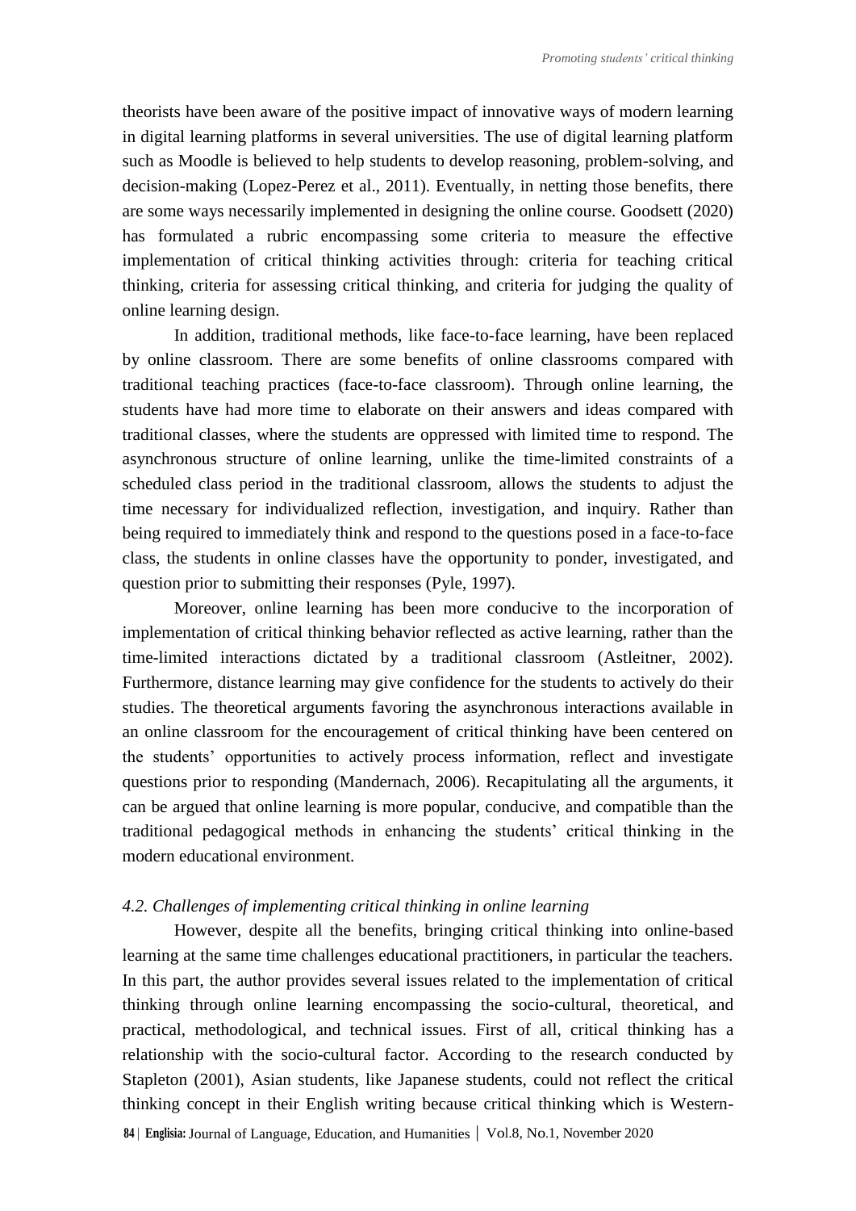theorists have been aware of the positive impact of innovative ways of modern learning in digital learning platforms in several universities. The use of digital learning platform such as Moodle is believed to help students to develop reasoning, problem-solving, and decision-making (Lopez-Perez et al., 2011). Eventually, in netting those benefits, there are some ways necessarily implemented in designing the online course. Goodsett (2020) has formulated a rubric encompassing some criteria to measure the effective implementation of critical thinking activities through: criteria for teaching critical thinking, criteria for assessing critical thinking, and criteria for judging the quality of online learning design.

In addition, traditional methods, like face-to-face learning, have been replaced by online classroom. There are some benefits of online classrooms compared with traditional teaching practices (face-to-face classroom). Through online learning, the students have had more time to elaborate on their answers and ideas compared with traditional classes, where the students are oppressed with limited time to respond. The asynchronous structure of online learning, unlike the time-limited constraints of a scheduled class period in the traditional classroom, allows the students to adjust the time necessary for individualized reflection, investigation, and inquiry. Rather than being required to immediately think and respond to the questions posed in a face-to-face class, the students in online classes have the opportunity to ponder, investigated, and question prior to submitting their responses (Pyle, 1997).

Moreover, online learning has been more conducive to the incorporation of implementation of critical thinking behavior reflected as active learning, rather than the time-limited interactions dictated by a traditional classroom (Astleitner, 2002). Furthermore, distance learning may give confidence for the students to actively do their studies. The theoretical arguments favoring the asynchronous interactions available in an online classroom for the encouragement of critical thinking have been centered on the students' opportunities to actively process information, reflect and investigate questions prior to responding (Mandernach, 2006). Recapitulating all the arguments, it can be argued that online learning is more popular, conducive, and compatible than the traditional pedagogical methods in enhancing the students' critical thinking in the modern educational environment.

### *4.2. Challenges of implementing critical thinking in online learning*

However, despite all the benefits, bringing critical thinking into online-based learning at the same time challenges educational practitioners, in particular the teachers. In this part, the author provides several issues related to the implementation of critical thinking through online learning encompassing the socio-cultural, theoretical, and practical, methodological, and technical issues. First of all, critical thinking has a relationship with the socio-cultural factor. According to the research conducted by Stapleton (2001), Asian students, like Japanese students, could not reflect the critical thinking concept in their English writing because critical thinking which is Western-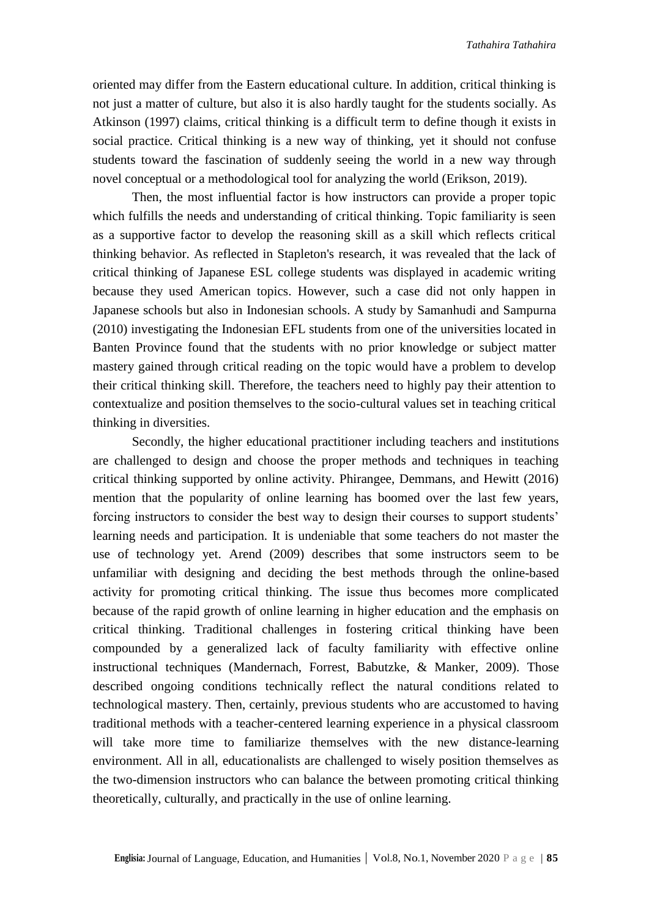oriented may differ from the Eastern educational culture. In addition, critical thinking is not just a matter of culture, but also it is also hardly taught for the students socially. As Atkinson (1997) claims, critical thinking is a difficult term to define though it exists in social practice. Critical thinking is a new way of thinking, yet it should not confuse students toward the fascination of suddenly seeing the world in a new way through novel conceptual or a methodological tool for analyzing the world (Erikson, 2019).

Then, the most influential factor is how instructors can provide a proper topic which fulfills the needs and understanding of critical thinking. Topic familiarity is seen as a supportive factor to develop the reasoning skill as a skill which reflects critical thinking behavior. As reflected in Stapleton's research, it was revealed that the lack of critical thinking of Japanese ESL college students was displayed in academic writing because they used American topics. However, such a case did not only happen in Japanese schools but also in Indonesian schools. A study by Samanhudi and Sampurna (2010) investigating the Indonesian EFL students from one of the universities located in Banten Province found that the students with no prior knowledge or subject matter mastery gained through critical reading on the topic would have a problem to develop their critical thinking skill. Therefore, the teachers need to highly pay their attention to contextualize and position themselves to the socio-cultural values set in teaching critical thinking in diversities.

Secondly, the higher educational practitioner including teachers and institutions are challenged to design and choose the proper methods and techniques in teaching critical thinking supported by online activity. Phirangee, Demmans, and Hewitt (2016) mention that the popularity of online learning has boomed over the last few years, forcing instructors to consider the best way to design their courses to support students' learning needs and participation. It is undeniable that some teachers do not master the use of technology yet. Arend (2009) describes that some instructors seem to be unfamiliar with designing and deciding the best methods through the online-based activity for promoting critical thinking. The issue thus becomes more complicated because of the rapid growth of online learning in higher education and the emphasis on critical thinking. Traditional challenges in fostering critical thinking have been compounded by a generalized lack of faculty familiarity with effective online instructional techniques (Mandernach, Forrest, Babutzke, & Manker, 2009). Those described ongoing conditions technically reflect the natural conditions related to technological mastery. Then, certainly, previous students who are accustomed to having traditional methods with a teacher-centered learning experience in a physical classroom will take more time to familiarize themselves with the new distance-learning environment. All in all, educationalists are challenged to wisely position themselves as the two-dimension instructors who can balance the between promoting critical thinking theoretically, culturally, and practically in the use of online learning.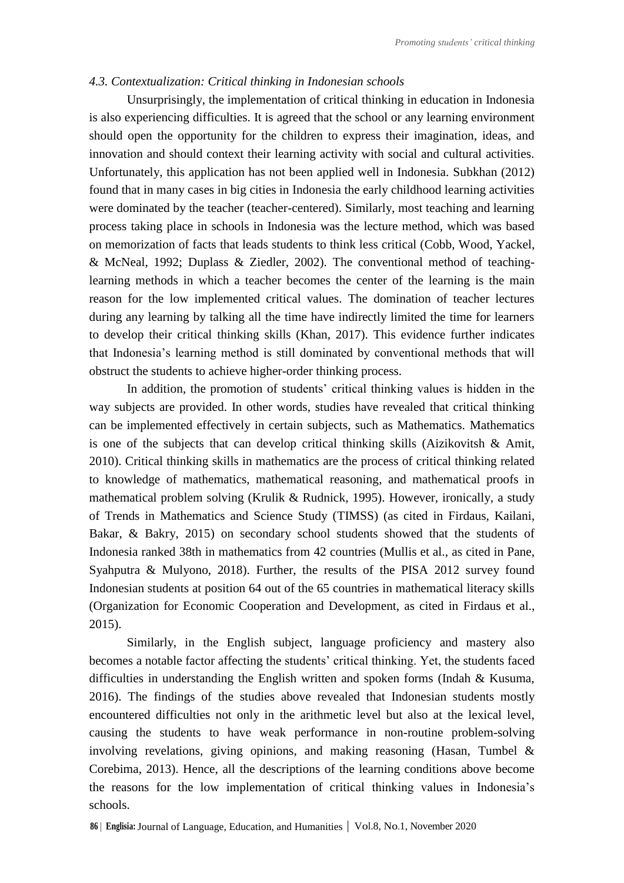### *4.3. Contextualization: Critical thinking in Indonesian schools*

Unsurprisingly, the implementation of critical thinking in education in Indonesia is also experiencing difficulties. It is agreed that the school or any learning environment should open the opportunity for the children to express their imagination, ideas, and innovation and should context their learning activity with social and cultural activities. Unfortunately, this application has not been applied well in Indonesia. Subkhan (2012) found that in many cases in big cities in Indonesia the early childhood learning activities were dominated by the teacher (teacher-centered). Similarly, most teaching and learning process taking place in schools in Indonesia was the lecture method, which was based on memorization of facts that leads students to think less critical (Cobb, Wood, Yackel, & McNeal, 1992; Duplass & Ziedler, 2002). The conventional method of teaching-learning methods in which a teacher becomes the center of the learning is the main reason for the low implemented critical values. The domination of teacher lectures during any learning by talking all the time have indirectly limited the time for learners to develop their critical thinking skills (Khan, 2017). This evidence further indicates that Indonesia's learning method is still dominated by conventional methods that will obstruct the students to achieve higher-order thinking process.

In addition, the promotion of students' critical thinking values is hidden in the way subjects are provided. In other words, studies have revealed that critical thinking can be implemented effectively in certain subjects, such as Mathematics. Mathematics is one of the subjects that can develop critical thinking skills (Aizikovitsh & Amit, 2010). Critical thinking skills in mathematics are the process of critical thinking related to knowledge of mathematics, mathematical reasoning, and mathematical proofs in mathematical problem solving (Krulik & Rudnick, 1995). However, ironically, a study of Trends in Mathematics and Science Study (TIMSS) (as cited in Firdaus, Kailani, Bakar, & Bakry, 2015) on secondary school students showed that the students of Indonesia ranked 38th in mathematics from 42 countries (Mullis et al., as cited in Pane, Syahputra & Mulyono, 2018). Further, the results of the PISA 2012 survey found Indonesian students at position 64 out of the 65 countries in mathematical literacy skills (Organization for Economic Cooperation and Development, as cited in Firdaus et al., 2015).

Similarly, in the English subject, language proficiency and mastery also becomes a notable factor affecting the students' critical thinking. Yet, the students faced difficulties in understanding the English written and spoken forms (Indah & Kusuma, 2016). The findings of the studies above revealed that Indonesian students mostly encountered difficulties not only in the arithmetic level but also at the lexical level, causing the students to have weak performance in non-routine problem-solving involving revelations, giving opinions, and making reasoning (Hasan, Tumbel & Corebima, 2013). Hence, all the descriptions of the learning conditions above become the reasons for the low implementation of critical thinking values in Indonesia's schools.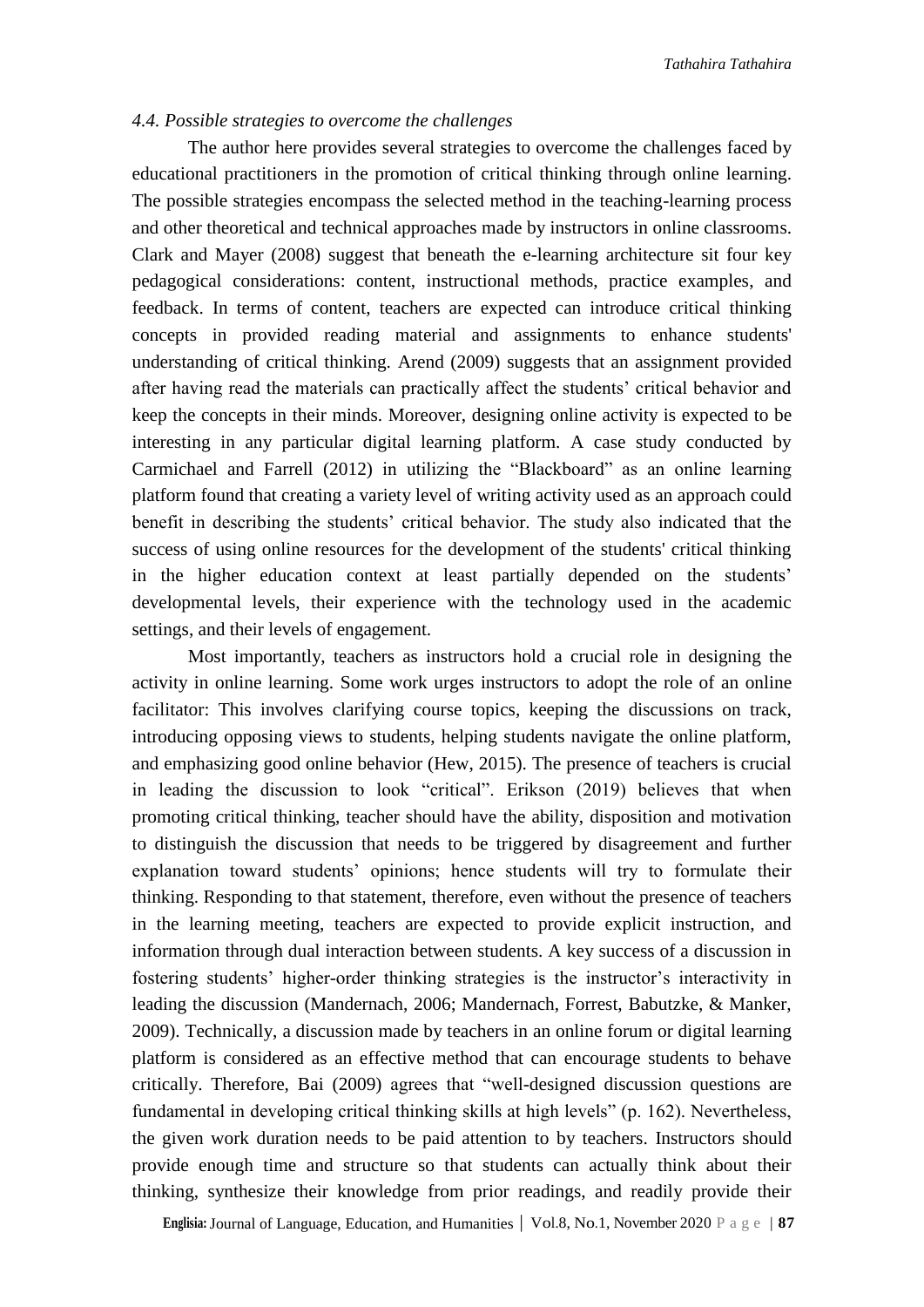### *4.4. Possible strategies to overcome the challenges*

The author here provides several strategies to overcome the challenges faced by educational practitioners in the promotion of critical thinking through online learning. The possible strategies encompass the selected method in the teaching-learning process and other theoretical and technical approaches made by instructors in online classrooms. Clark and Mayer (2008) suggest that beneath the e-learning architecture sit four key pedagogical considerations: content, instructional methods, practice examples, and feedback. In terms of content, teachers are expected can introduce critical thinking concepts in provided reading material and assignments to enhance students' understanding of critical thinking. Arend (2009) suggests that an assignment provided after having read the materials can practically affect the students' critical behavior and keep the concepts in their minds. Moreover, designing online activity is expected to be interesting in any particular digital learning platform. A case study conducted by Carmichael and Farrell (2012) in utilizing the "Blackboard" as an online learning platform found that creating a variety level of writing activity used as an approach could benefit in describing the students' critical behavior. The study also indicated that the success of using online resources for the development of the students' critical thinking in the higher education context at least partially depended on the students' developmental levels, their experience with the technology used in the academic settings, and their levels of engagement.

Most importantly, teachers as instructors hold a crucial role in designing the activity in online learning. Some work urges instructors to adopt the role of an online facilitator: This involves clarifying course topics, keeping the discussions on track, introducing opposing views to students, helping students navigate the online platform, and emphasizing good online behavior (Hew, 2015). The presence of teachers is crucial in leading the discussion to look "critical". Erikson (2019) believes that when promoting critical thinking, teacher should have the ability, disposition and motivation to distinguish the discussion that needs to be triggered by disagreement and further explanation toward students' opinions; hence students will try to formulate their thinking. Responding to that statement, therefore, even without the presence of teachers in the learning meeting, teachers are expected to provide explicit instruction, and information through dual interaction between students. A key success of a discussion in fostering students' higher-order thinking strategies is the instructor's interactivity in leading the discussion (Mandernach, 2006; Mandernach, Forrest, Babutzke, & Manker, 2009). Technically, a discussion made by teachers in an online forum or digital learning platform is considered as an effective method that can encourage students to behave critically. Therefore, Bai (2009) agrees that "well-designed discussion questions are fundamental in developing critical thinking skills at high levels" (p. 162). Nevertheless, the given work duration needs to be paid attention to by teachers. Instructors should provide enough time and structure so that students can actually think about their thinking, synthesize their knowledge from prior readings, and readily provide their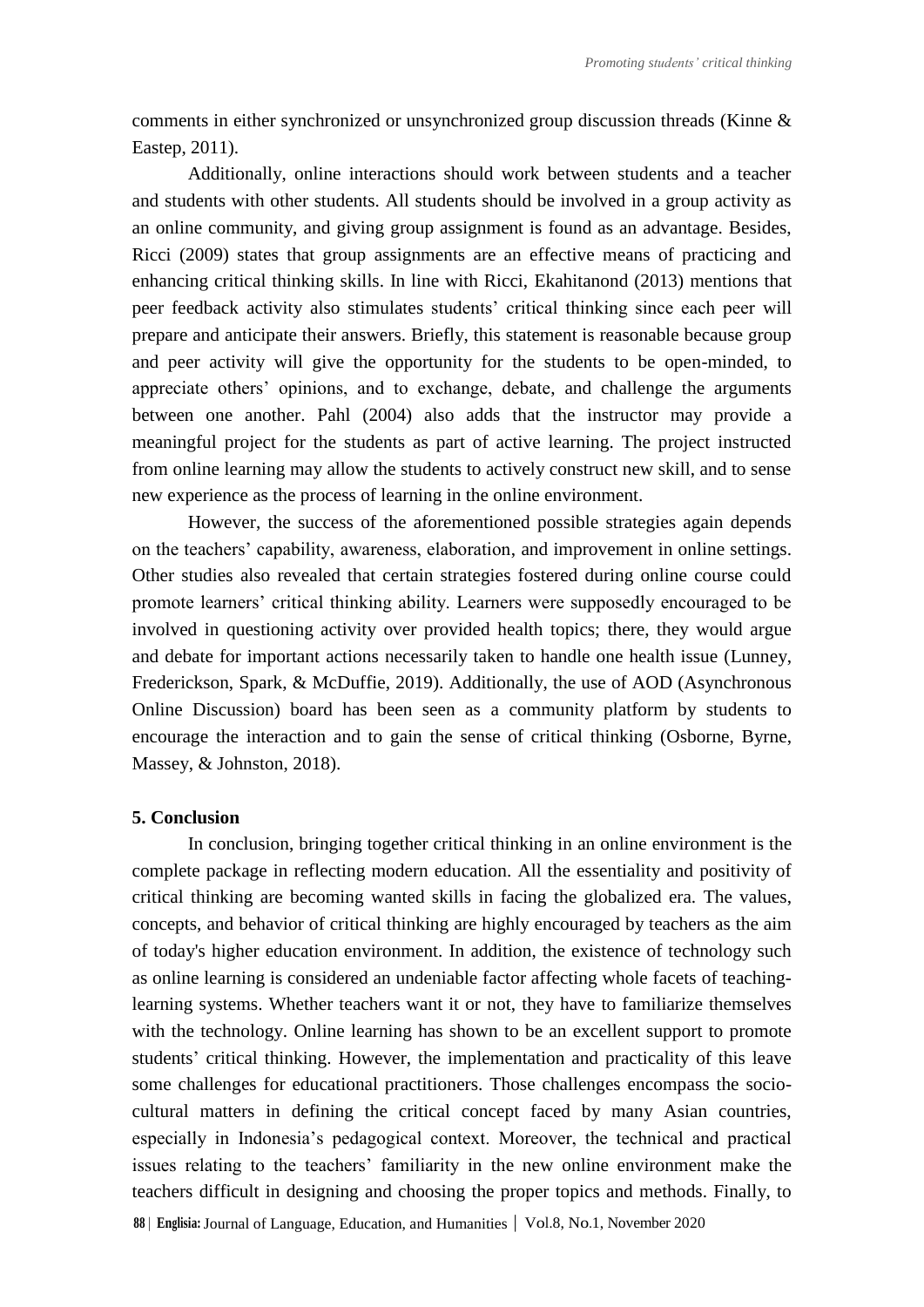comments in either synchronized or unsynchronized group discussion threads (Kinne & Eastep, 2011).

Additionally, online interactions should work between students and a teacher and students with other students. All students should be involved in a group activity as an online community, and giving group assignment is found as an advantage. Besides, Ricci (2009) states that group assignments are an effective means of practicing and enhancing critical thinking skills. In line with Ricci, Ekahitanond (2013) mentions that peer feedback activity also stimulates students' critical thinking since each peer will prepare and anticipate their answers. Briefly, this statement is reasonable because group and peer activity will give the opportunity for the students to be open-minded, to appreciate others' opinions, and to exchange, debate, and challenge the arguments between one another. Pahl (2004) also adds that the instructor may provide a meaningful project for the students as part of active learning. The project instructed from online learning may allow the students to actively construct new skill, and to sense new experience as the process of learning in the online environment.

However, the success of the aforementioned possible strategies again depends on the teachers' capability, awareness, elaboration, and improvement in online settings. Other studies also revealed that certain strategies fostered during online course could promote learners' critical thinking ability. Learners were supposedly encouraged to be involved in questioning activity over provided health topics; there, they would argue and debate for important actions necessarily taken to handle one health issue (Lunney, Frederickson, Spark, & McDuffie, 2019). Additionally, the use of AOD (Asynchronous Online Discussion) board has been seen as a community platform by students to encourage the interaction and to gain the sense of critical thinking (Osborne, Byrne, Massey, & Johnston, 2018).

## 5. Conclusion

In conclusion, bringing together critical thinking in an online environment is the complete package in reflecting modern education. All the essentiality and positivity of critical thinking are becoming wanted skills in facing the globalized era. The values, concepts, and behavior of critical thinking are highly encouraged by teachers as the aim of today's higher education environment. In addition, the existence of technology such as online learning is considered an undeniable factor affecting whole facets of teaching-learning systems. Whether teachers want it or not, they have to familiarize themselves with the technology. Online learning has shown to be an excellent support to promote students' critical thinking. However, the implementation and practicality of this leave some challenges for educational practitioners. Those challenges encompass the socio-cultural matters in defining the critical concept faced by many Asian countries, especially in Indonesia's pedagogical context. Moreover, the technical and practical issues relating to the teachers' familiarity in the new online environment make the teachers difficult in designing and choosing the proper topics and methods. Finally, to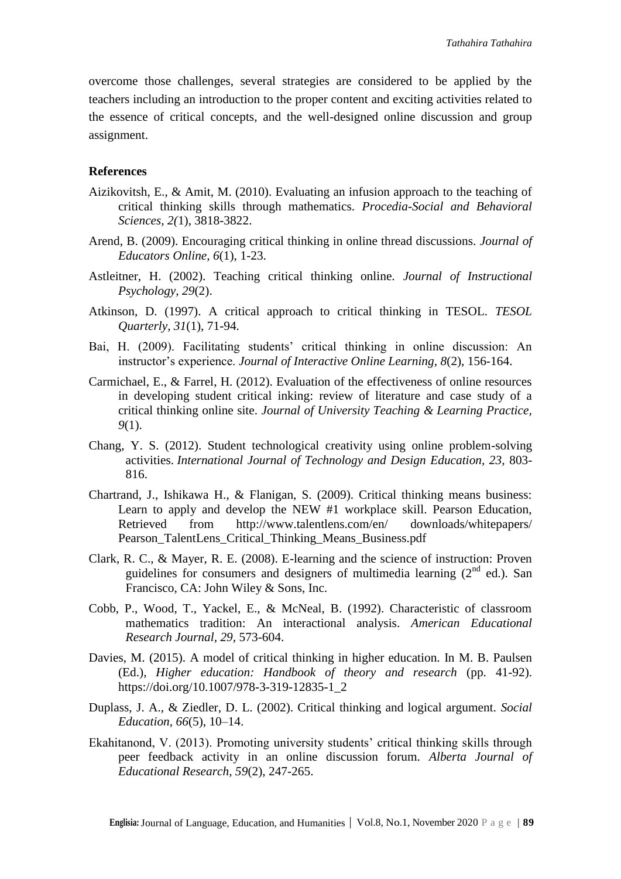overcome those challenges, several strategies are considered to be applied by the teachers including an introduction to the proper content and exciting activities related to the essence of critical concepts, and the well-designed online discussion and group assignment.

## References

Aizikovitsh, E., & Amit, M. (2010). Evaluating an infusion approach to the teaching of critical thinking skills through mathematics. *Procedia-Social and Behavioral Sciences, 2(*1), 3818-3822.

Arend, B. (2009). Encouraging critical thinking in online thread discussions. *Journal of Educators Online, 6*(1), 1-23.

Astleitner, H. (2002). Teaching critical thinking online. *Journal of Instructional Psychology, 29*(2).

Atkinson, D. (1997). A critical approach to critical thinking in TESOL. *TESOL Quarterly, 31*(1), 71-94.

Bai, H. (2009). Facilitating students' critical thinking in online discussion: An instructor's experience. *Journal of Interactive Online Learning, 8*(2), 156-164.

Carmichael, E., & Farrel, H. (2012). Evaluation of the effectiveness of online resources in developing student critical inking: review of literature and case study of a critical thinking online site. *Journal of University Teaching & Learning Practice, 9*(1).

Chang, Y. S. (2012). Student technological creativity using online problem-solving activities. *International Journal of Technology and Design Education*, *23,* 803-816.

Chartrand, J., Ishikawa H., & Flanigan, S. (2009). Critical thinking means business: Learn to apply and develop the NEW #1 workplace skill. Pearson Education, Retrieved from http://www.talentlens.com/en/ downloads/whitepapers/ Pearson_TalentLens_Critical_Thinking_Means_Business.pdf

Clark, R. C., & Mayer, R. E. (2008). E-learning and the science of instruction: Proven guidelines for consumers and designers of multimedia learning (2nd ed.). San Francisco, CA: John Wiley & Sons, Inc.

Cobb, P., Wood, T., Yackel, E., & McNeal, B. (1992). Characteristic of classroom mathematics tradition: An interactional analysis. *American Educational Research Journal, 29,* 573-604.

Davies, M. (2015). A model of critical thinking in higher education. In M. B. Paulsen (Ed.), *Higher education: Handbook of theory and research* (pp. 41-92). https://doi.org/10.1007/978-3-319-12835-1_2

Duplass, J. A., & Ziedler, D. L. (2002). Critical thinking and logical argument. *Social Education*, *66*(5), 10–14.

Ekahitanond, V. (2013). Promoting university students' critical thinking skills through peer feedback activity in an online discussion forum. *Alberta Journal of Educational Research, 59*(2), 247-265.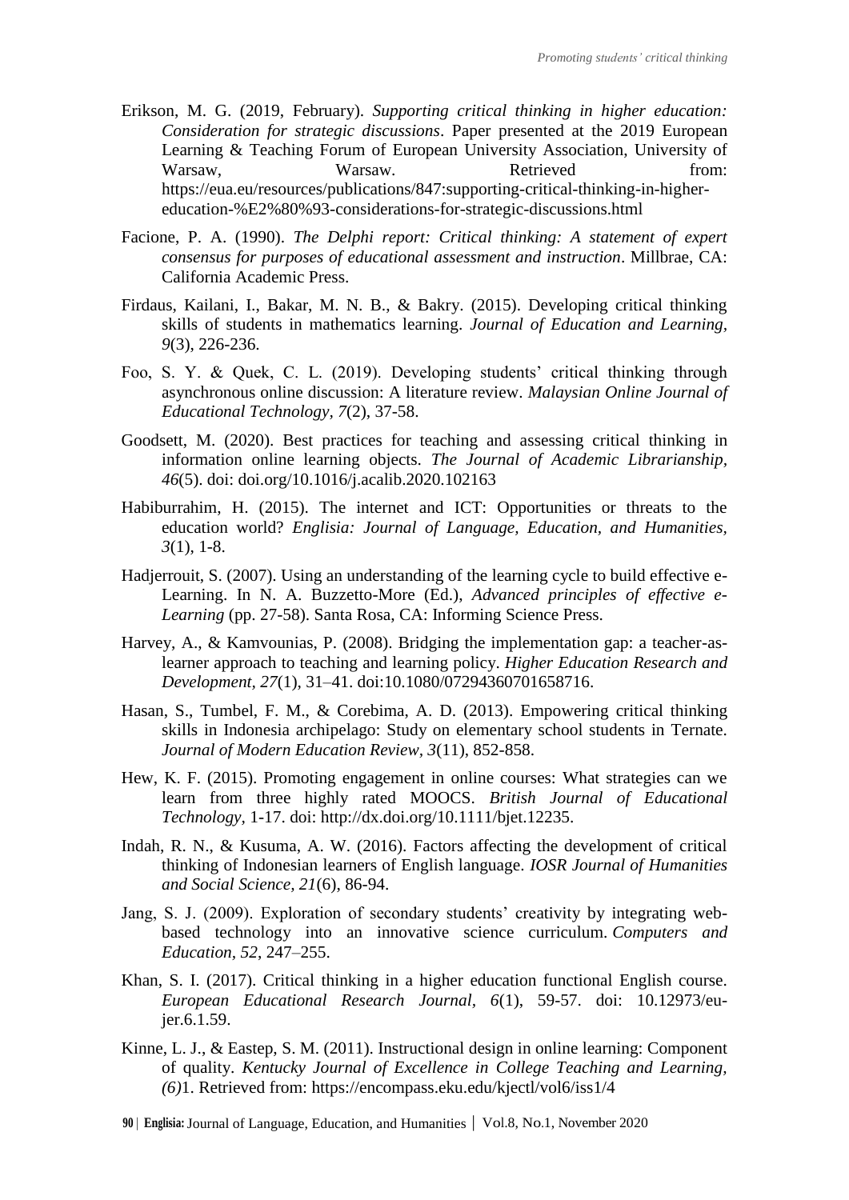Erikson, M. G. (2019, February). *Supporting critical thinking in higher education: Consideration for strategic discussions*. Paper presented at the 2019 European Learning & Teaching Forum of European University Association, University of Warsaw, Warsaw. Retrieved from: https://eua.eu/resources/publications/847:supporting-critical-thinking-in-higher-education-%E2%80%93-considerations-for-strategic-discussions.html

Facione, P. A. (1990). *The Delphi report: Critical thinking: A statement of expert consensus for purposes of educational assessment and instruction*. Millbrae, CA: California Academic Press.

Firdaus, Kailani, I., Bakar, M. N. B., & Bakry. (2015). Developing critical thinking skills of students in mathematics learning. *Journal of Education and Learning, 9*(3), 226-236.

Foo, S. Y. & Quek, C. L. (2019). Developing students' critical thinking through asynchronous online discussion: A literature review. *Malaysian Online Journal of Educational Technology, 7*(2), 37-58.

Goodsett, M. (2020). Best practices for teaching and assessing critical thinking in information online learning objects. *The Journal of Academic Librarianship, 46*(5). doi: doi.org/10.1016/j.acalib.2020.102163

Habiburrahim, H. (2015). The internet and ICT: Opportunities or threats to the education world? *Englisia: Journal of Language, Education, and Humanities, 3*(1), 1-8.

Hadjerrouit, S. (2007). Using an understanding of the learning cycle to build effective e-Learning. In N. A. Buzzetto-More (Ed.), *Advanced principles of effective e-Learning* (pp. 27-58). Santa Rosa, CA: Informing Science Press.

Harvey, A., & Kamvounias, P. (2008). Bridging the implementation gap: a teacher-as-learner approach to teaching and learning policy. *Higher Education Research and Development, 27*(1), 31–41. doi:10.1080/07294360701658716.

Hasan, S., Tumbel, F. M., & Corebima, A. D. (2013). Empowering critical thinking skills in Indonesia archipelago: Study on elementary school students in Ternate. *Journal of Modern Education Review, 3*(11), 852-858.

Hew, K. F. (2015). Promoting engagement in online courses: What strategies can we learn from three highly rated MOOCS. *British Journal of Educational Technology*, 1-17. doi: http://dx.doi.org/10.1111/bjet.12235.

Indah, R. N., & Kusuma, A. W. (2016). Factors affecting the development of critical thinking of Indonesian learners of English language. *IOSR Journal of Humanities and Social Science, 21*(6), 86-94.

Jang, S. J. (2009). Exploration of secondary students' creativity by integrating web-based technology into an innovative science curriculum. *Computers and Education, 52*, 247–255.

Khan, S. I. (2017). Critical thinking in a higher education functional English course. *European Educational Research Journal, 6*(1), 59-57. doi: 10.12973/eu-jer.6.1.59.

Kinne, L. J., & Eastep, S. M. (2011). Instructional design in online learning: Component of quality. *Kentucky Journal of Excellence in College Teaching and Learning, (6)*1. Retrieved from: https://encompass.eku.edu/kjectl/vol6/iss1/4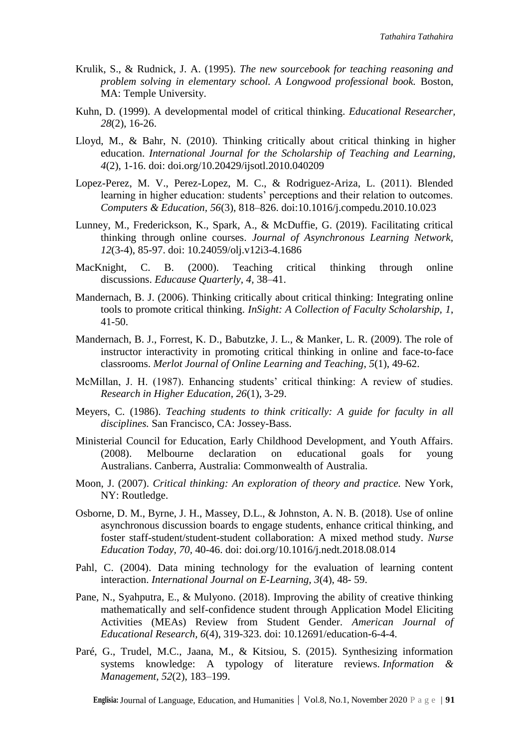Krulik, S., & Rudnick, J. A. (1995). *The new sourcebook for teaching reasoning and problem solving in elementary school. A Longwood professional book.* Boston, MA: Temple University.

Kuhn, D. (1999). A developmental model of critical thinking. *Educational Researcher, 28*(2), 16-26.

Lloyd, M., & Bahr, N. (2010). Thinking critically about critical thinking in higher education. *International Journal for the Scholarship of Teaching and Learning, 4*(2), 1-16. doi: doi.org/10.20429/ijsotl.2010.040209

Lopez-Perez, M. V., Perez-Lopez, M. C., & Rodriguez-Ariza, L. (2011). Blended learning in higher education: students' perceptions and their relation to outcomes. *Computers & Education, 56*(3), 818–826. doi:10.1016/j.compedu.2010.10.023

Lunney, M., Frederickson, K., Spark, A., & McDuffie, G. (2019). Facilitating critical thinking through online courses. *Journal of Asynchronous Learning Network, 12*(3-4), 85-97. doi: 10.24059/olj.v12i3-4.1686

MacKnight, C. B. (2000). Teaching critical thinking through online discussions. *Educause Quarterly, 4,* 38–41.

Mandernach, B. J. (2006). Thinking critically about critical thinking: Integrating online tools to promote critical thinking. *InSight: A Collection of Faculty Scholarship, 1*, 41-50.

Mandernach, B. J., Forrest, K. D., Babutzke, J. L., & Manker, L. R. (2009). The role of instructor interactivity in promoting critical thinking in online and face-to-face classrooms. *Merlot Journal of Online Learning and Teaching*, *5*(1), 49-62.

McMillan, J. H. (1987). Enhancing students' critical thinking: A review of studies. *Research in Higher Education, 26*(1), 3-29.

Meyers, C. (1986). *Teaching students to think critically: A guide for faculty in all disciplines.* San Francisco, CA: Jossey-Bass.

Ministerial Council for Education, Early Childhood Development, and Youth Affairs. (2008). Melbourne declaration on educational goals for young Australians. Canberra, Australia: Commonwealth of Australia.

Moon, J. (2007). *Critical thinking: An exploration of theory and practice.* New York, NY: Routledge.

Osborne, D. M., Byrne, J. H., Massey, D.L., & Johnston, A. N. B. (2018). Use of online asynchronous discussion boards to engage students, enhance critical thinking, and foster staff-student/student-student collaboration: A mixed method study. *Nurse Education Today, 70,* 40-46. doi: doi.org/10.1016/j.nedt.2018.08.014

Pahl, C. (2004). Data mining technology for the evaluation of learning content interaction. *International Journal on E-Learning, 3*(4), 48- 59.

Pane, N., Syahputra, E., & Mulyono. (2018). Improving the ability of creative thinking mathematically and self-confidence student through Application Model Eliciting Activities (MEAs) Review from Student Gender. *American Journal of Educational Research, 6*(4), 319-323. doi: 10.12691/education-6-4-4.

Paré, G., Trudel, M.C., Jaana, M., & Kitsiou, S. (2015). Synthesizing information systems knowledge: A typology of literature reviews. *Information & Management, 52*(2), 183–199.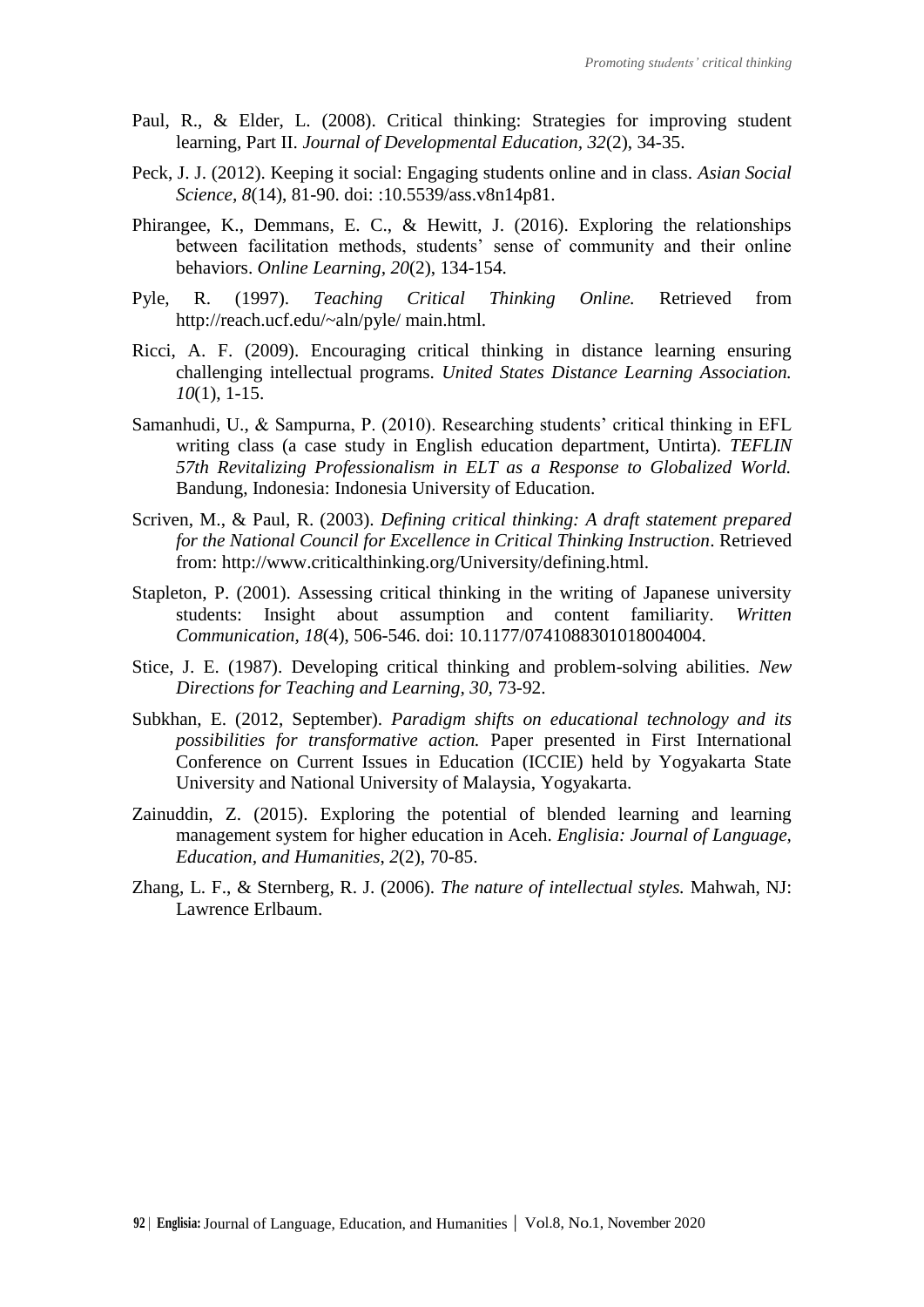Paul, R., & Elder, L. (2008). Critical thinking: Strategies for improving student learning, Part II. *Journal of Developmental Education*, *32*(2), 34-35.

Peck, J. J. (2012). Keeping it social: Engaging students online and in class. *Asian Social Science*, *8*(14), 81-90. doi: :10.5539/ass.v8n14p81.

Phirangee, K., Demmans, E. C., & Hewitt, J. (2016). Exploring the relationships between facilitation methods, students' sense of community and their online behaviors. *Online Learning*, *20*(2), 134-154.

Pyle, R. (1997). *Teaching Critical Thinking Online.* Retrieved from http://reach.ucf.edu/~aln/pyle/ main.html.

Ricci, A. F. (2009). Encouraging critical thinking in distance learning ensuring challenging intellectual programs. *United States Distance Learning Association. 10*(1), 1-15.

Samanhudi, U., & Sampurna, P. (2010). Researching students' critical thinking in EFL writing class (a case study in English education department, Untirta). *TEFLIN 57th Revitalizing Professionalism in ELT as a Response to Globalized World.* Bandung, Indonesia: Indonesia University of Education.

Scriven, M., & Paul, R. (2003). *Defining critical thinking: A draft statement prepared for the National Council for Excellence in Critical Thinking Instruction*. Retrieved from: http://www.criticalthinking.org/University/defining.html.

Stapleton, P. (2001). Assessing critical thinking in the writing of Japanese university students: Insight about assumption and content familiarity. *Written Communication, 18*(4), 506-546. doi: 10.1177/0741088301018004004.

Stice, J. E. (1987). Developing critical thinking and problem-solving abilities. *New Directions for Teaching and Learning, 30*, 73-92.

Subkhan, E. (2012, September). *Paradigm shifts on educational technology and its possibilities for transformative action.* Paper presented in First International Conference on Current Issues in Education (ICCIE) held by Yogyakarta State University and National University of Malaysia, Yogyakarta.

Zainuddin, Z. (2015). Exploring the potential of blended learning and learning management system for higher education in Aceh. *Englisia: Journal of Language, Education, and Humanities*, *2*(2), 70-85.

Zhang, L. F., & Sternberg, R. J. (2006). *The nature of intellectual styles.* Mahwah, NJ: Lawrence Erlbaum.